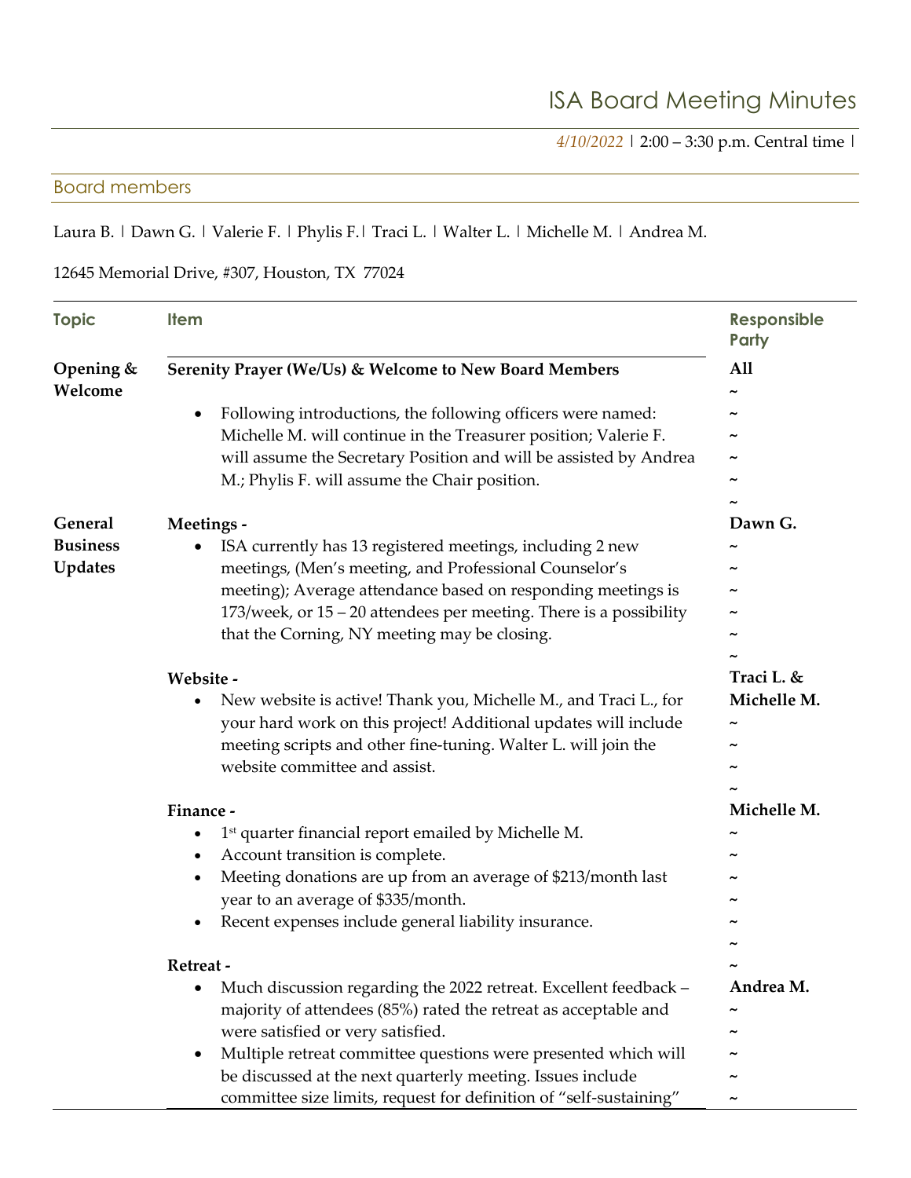# ISA Board Meeting Minutes

*4/10/2022* | 2:00 – 3:30 p.m. Central time |

## Board members

Laura B. | Dawn G. | Valerie F. | Phylis F.| Traci L. | Walter L. | Michelle M. | Andrea M.

12645 Memorial Drive, #307, Houston, TX 77024

| Topic | Item | Responsible Party |
|---|---|---|
| **Opening & Welcome** | **Serenity Prayer (We/Us) & Welcome to New Board Members**<br>• Following introductions, the following officers were named: Michelle M. will continue in the Treasurer position; Valerie F. will assume the Secretary Position and will be assisted by Andrea M.; Phylis F. will assume the Chair position. | **All** |
| **General Business Updates** | **Meetings -**<br>• ISA currently has 13 registered meetings, including 2 new meetings, (Men's meeting, and Professional Counselor's meeting); Average attendance based on responding meetings is 173/week, or 15 – 20 attendees per meeting. There is a possibility that the Corning, NY meeting may be closing. | **Dawn G.** |
| | **Website -**<br>• New website is active! Thank you, Michelle M., and Traci L., for your hard work on this project! Additional updates will include meeting scripts and other fine-tuning. Walter L. will join the website committee and assist. | **Traci L. & Michelle M.** |
| | **Finance -**<br>• 1st quarter financial report emailed by Michelle M.<br>• Account transition is complete.<br>• Meeting donations are up from an average of $213/month last year to an average of $335/month.<br>• Recent expenses include general liability insurance. | **Michelle M.** |
| | **Retreat -**<br>• Much discussion regarding the 2022 retreat. Excellent feedback – majority of attendees (85%) rated the retreat as acceptable and were satisfied or very satisfied.<br>• Multiple retreat committee questions were presented which will be discussed at the next quarterly meeting. Issues include committee size limits, request for definition of "self-sustaining" | **Andrea M.** |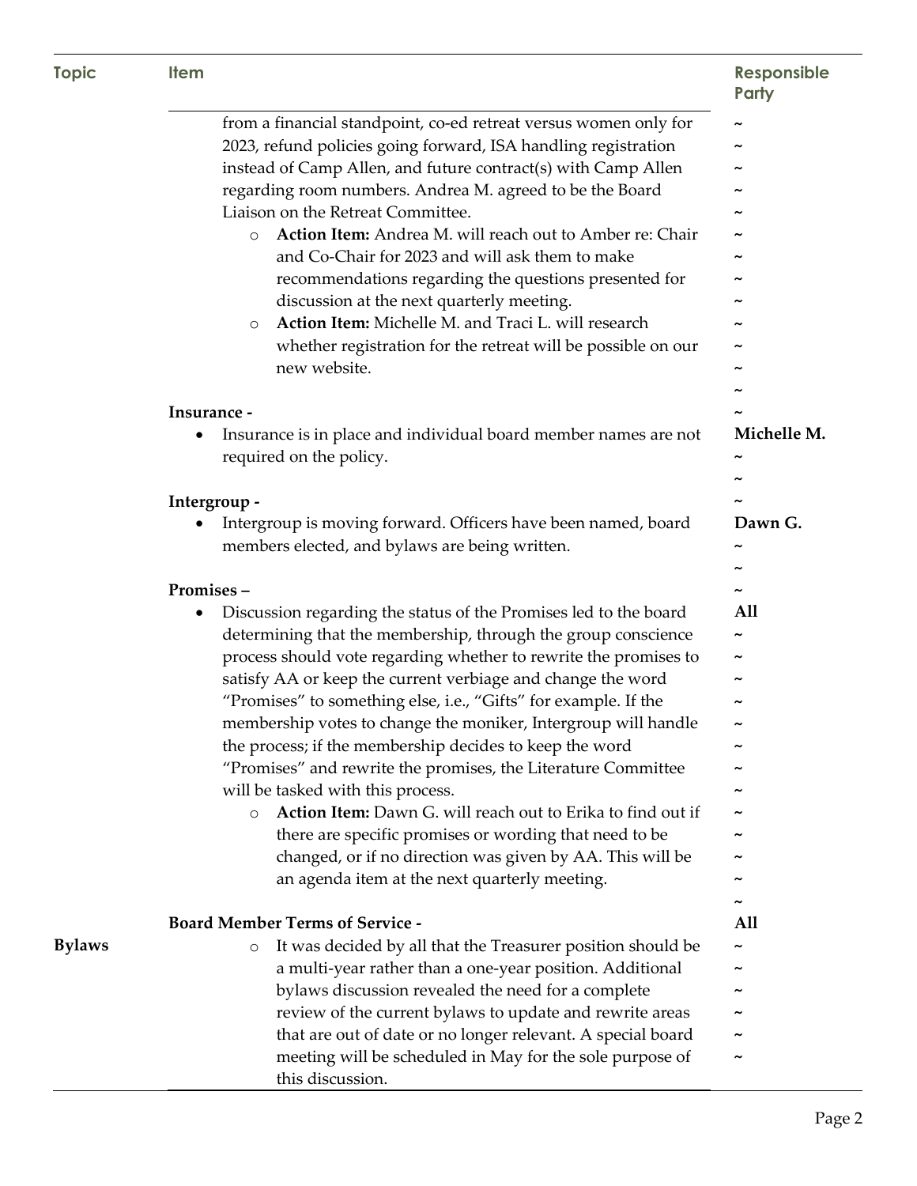| Topic | Item | Responsible Party |
|---|---|---|
| | from a financial standpoint, co-ed retreat versus women only for 2023, refund policies going forward, ISA handling registration instead of Camp Allen, and future contract(s) with Camp Allen regarding room numbers. Andrea M. agreed to be the Board Liaison on the Retreat Committee.<br>◦ **Action Item:** Andrea M. will reach out to Amber re: Chair and Co-Chair for 2023 and will ask them to make recommendations regarding the questions presented for discussion at the next quarterly meeting.<br>◦ **Action Item:** Michelle M. and Traci L. will research whether registration for the retreat will be possible on our new website. | ~ |
| | **Insurance -**<br>• Insurance is in place and individual board member names are not required on the policy. | **Michelle M.** |
| | **Intergroup -**<br>• Intergroup is moving forward. Officers have been named, board members elected, and bylaws are being written. | **Dawn G.** |
| | **Promises –**<br>• Discussion regarding the status of the Promises led to the board determining that the membership, through the group conscience process should vote regarding whether to rewrite the promises to satisfy AA or keep the current verbiage and change the word “Promises” to something else, i.e., “Gifts” for example. If the membership votes to change the moniker, Intergroup will handle the process; if the membership decides to keep the word “Promises” and rewrite the promises, the Literature Committee will be tasked with this process.<br>◦ **Action Item:** Dawn G. will reach out to Erika to find out if there are specific promises or wording that need to be changed, or if no direction was given by AA. This will be an agenda item at the next quarterly meeting. | **All** |
| **Bylaws** | **Board Member Terms of Service -**<br>◦ It was decided by all that the Treasurer position should be a multi-year rather than a one-year position. Additional bylaws discussion revealed the need for a complete review of the current bylaws to update and rewrite areas that are out of date or no longer relevant. A special board meeting will be scheduled in May for the sole purpose of this discussion. | **All** |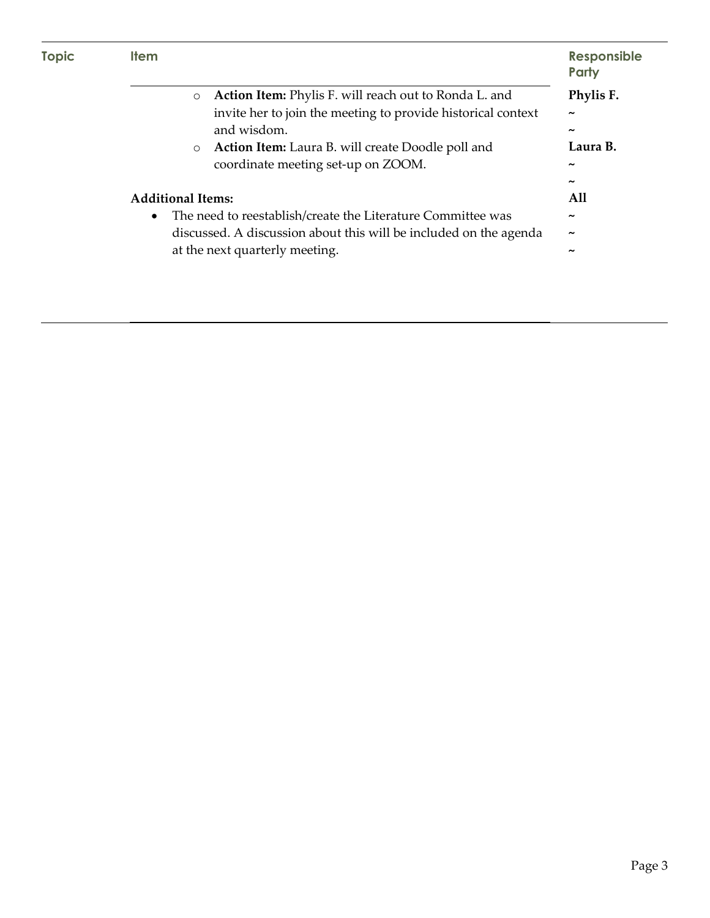| Topic | Item | Responsible Party |
|---|---|---|
| | ○ **Action Item:** Phylis F. will reach out to Ronda L. and invite her to join the meeting to provide historical context and wisdom. | **Phylis F.** ~ ~ |
| | ○ **Action Item:** Laura B. will create Doodle poll and coordinate meeting set-up on ZOOM. | **Laura B.** ~ ~ |
| | **Additional Items:** • The need to reestablish/create the Literature Committee was discussed. A discussion about this will be included on the agenda at the next quarterly meeting. | **All** ~ ~ ~ |